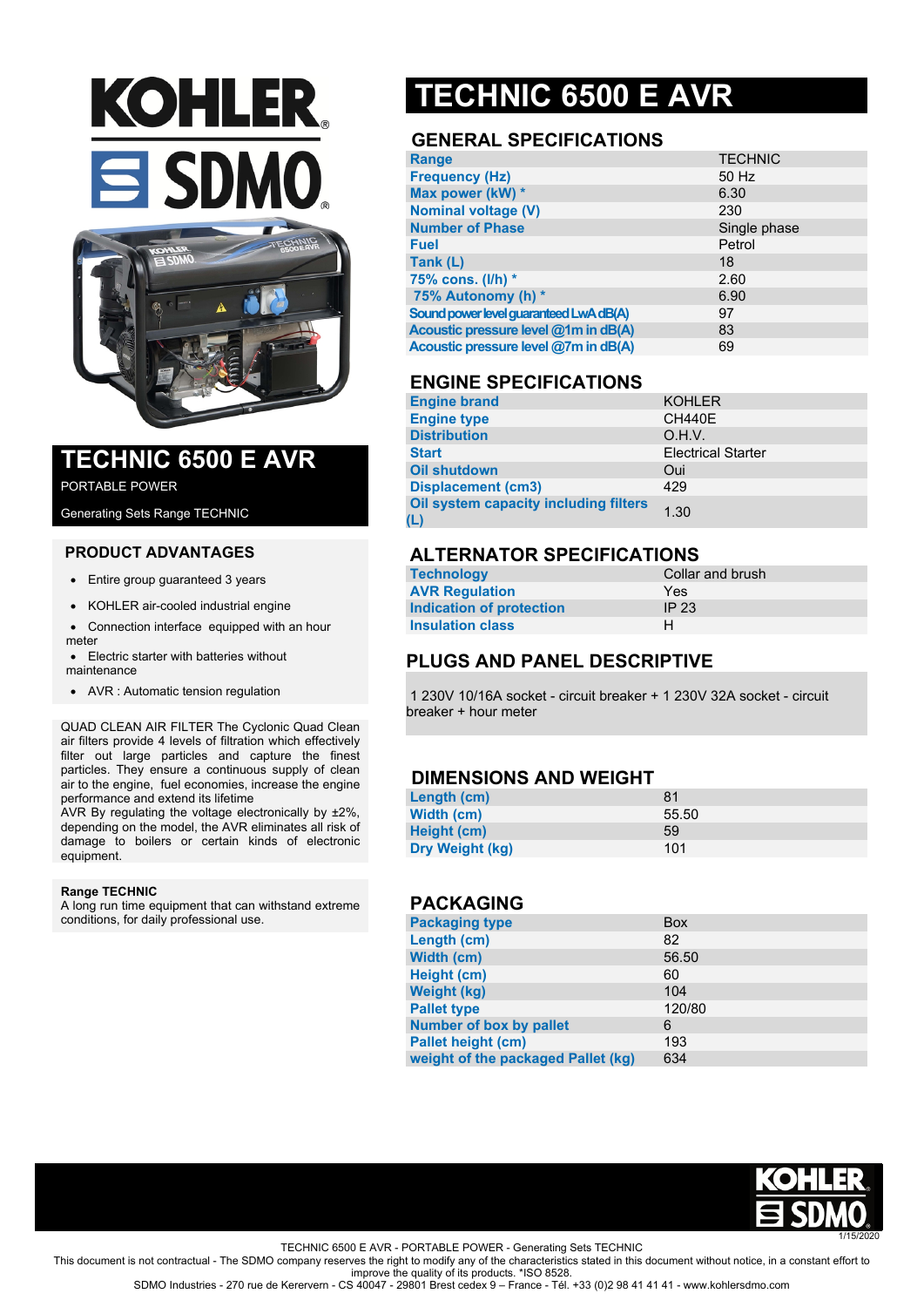# TECHNIC 6500 E AVR

## TECHNIC 6500 E AVR

PORTABLE POWER

Generating Sets Range TECHNIC

### PRODUCT ADVANTAGES

- Entire group guaranteed 3 years
- KOHLER air-cooled industrial engine
- Connection interface equipped with an hour meter
- Electric starter with batteries without maintenance
- AVR : Automatic tension regulation

QUAD CLEAN AIR FILTER The Cyclonic Quad Clean air filters provide 4 levels of filtration which effectively filter out large particles and capture the finest particles. They ensure a continuous supply of clean air to the engine, fuel economies, increase the engine performance and extend its lifetime
AVR By regulating the voltage electronically by ±2%, depending on the model, the AVR eliminates all risk of damage to boilers or certain kinds of electronic equipment.

**Range TECHNIC**
A long run time equipment that can withstand extreme conditions, for daily professional use.

### GENERAL SPECIFICATIONS

| | |
|---|---|
| Range | TECHNIC |
| Frequency (Hz) | 50 Hz |
| Max power (kW) * | 6.30 |
| Nominal voltage (V) | 230 |
| Number of Phase | Single phase |
| Fuel | Petrol |
| Tank (L) | 18 |
| 75% cons. (l/h) * | 2.60 |
| 75% Autonomy (h) * | 6.90 |
| Sound power level guaranteed LwA dB(A) | 97 |
| Acoustic pressure level @1m in dB(A) | 83 |
| Acoustic pressure level @7m in dB(A) | 69 |

### ENGINE SPECIFICATIONS

| | |
|---|---|
| Engine brand | KOHLER |
| Engine type | CH440E |
| Distribution | O.H.V. |
| Start | Electrical Starter |
| Oil shutdown | Oui |
| Displacement (cm3) | 429 |
| Oil system capacity including filters (L) | 1.30 |

### ALTERNATOR SPECIFICATIONS

| | |
|---|---|
| Technology | Collar and brush |
| AVR Regulation | Yes |
| Indication of protection | IP 23 |
| Insulation class | H |

### PLUGS AND PANEL DESCRIPTIVE

1 230V 10/16A socket - circuit breaker + 1 230V 32A socket - circuit breaker + hour meter

### DIMENSIONS AND WEIGHT

| | |
|---|---|
| Length (cm) | 81 |
| Width (cm) | 55.50 |
| Height (cm) | 59 |
| Dry Weight (kg) | 101 |

### PACKAGING

| | |
|---|---|
| Packaging type | Box |
| Length (cm) | 82 |
| Width (cm) | 56.50 |
| Height (cm) | 60 |
| Weight (kg) | 104 |
| Pallet type | 120/80 |
| Number of box by pallet | 6 |
| Pallet height (cm) | 193 |
| weight of the packaged Pallet (kg) | 634 |

1/15/2020

TECHNIC 6500 E AVR - PORTABLE POWER - Generating Sets TECHNIC
This document is not contractual - The SDMO company reserves the right to modify any of the characteristics stated in this document without notice, in a constant effort to improve the quality of its products. *ISO 8528.
SDMO Industries - 270 rue de Kerervern - CS 40047 - 29801 Brest cedex 9 – France - Tél. +33 (0)2 98 41 41 41 - www.kohlersdmo.com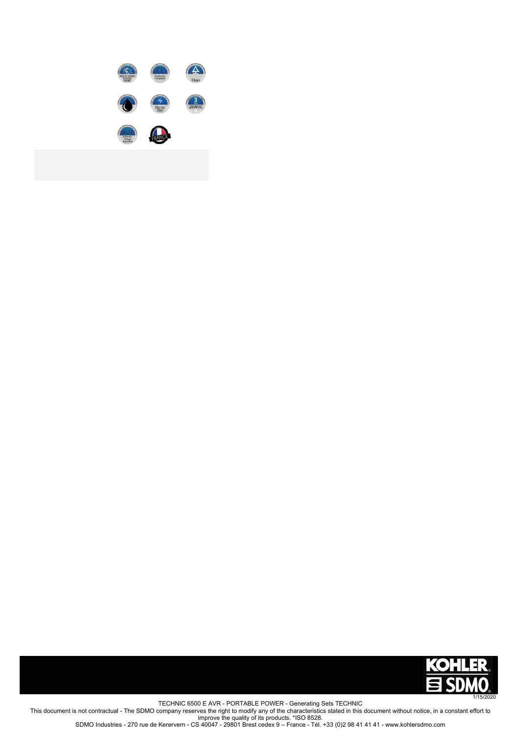TECHNIC 6500 E AVR - PORTABLE POWER - Generating Sets TECHNIC

This document is not contractual - The SDMO company reserves the right to modify any of the characteristics stated in this document without notice, in a constant effort to improve the quality of its products. *ISO 8528.

SDMO Industries - 270 rue de Kerervern - CS 40047 - 29801 Brest cedex 9 – France - Tél. +33 (0)2 98 41 41 41 - www.kohlersdmo.com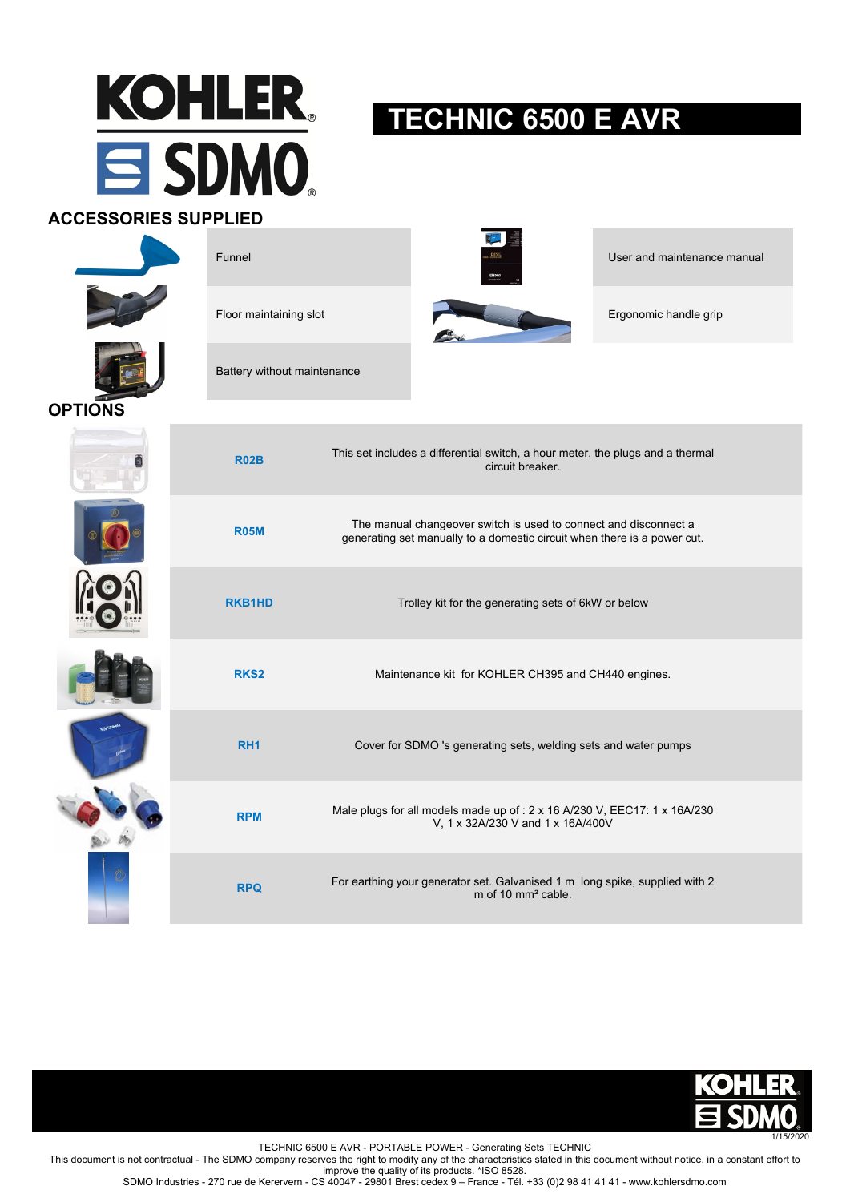# TECHNIC 6500 E AVR

## ACCESSORIES SUPPLIED

| | |
|---|---|
| Funnel | User and maintenance manual |
| Floor maintaining slot | Ergonomic handle grip |
| Battery without maintenance | |

## OPTIONS

| | |
|---|---|
| **R02B** | This set includes a differential switch, a hour meter, the plugs and a thermal circuit breaker. |
| **R05M** | The manual changeover switch is used to connect and disconnect a generating set manually to a domestic circuit when there is a power cut. |
| **RKB1HD** | Trolley kit for the generating sets of 6kW or below |
| **RKS2** | Maintenance kit for KOHLER CH395 and CH440 engines. |
| **RH1** | Cover for SDMO 's generating sets, welding sets and water pumps |
| **RPM** | Male plugs for all models made up of : 2 x 16 A/230 V, EEC17: 1 x 16A/230 V, 1 x 32A/230 V and 1 x 16A/400V |
| **RPQ** | For earthing your generator set. Galvanised 1 m long spike, supplied with 2 m of 10 mm² cable. |

1/15/2020

TECHNIC 6500 E AVR - PORTABLE POWER - Generating Sets TECHNIC

This document is not contractual - The SDMO company reserves the right to modify any of the characteristics stated in this document without notice, in a constant effort to improve the quality of its products. *ISO 8528.

SDMO Industries - 270 rue de Kerervern - CS 40047 - 29801 Brest cedex 9 – France - Tél. +33 (0)2 98 41 41 41 - www.kohlersdmo.com